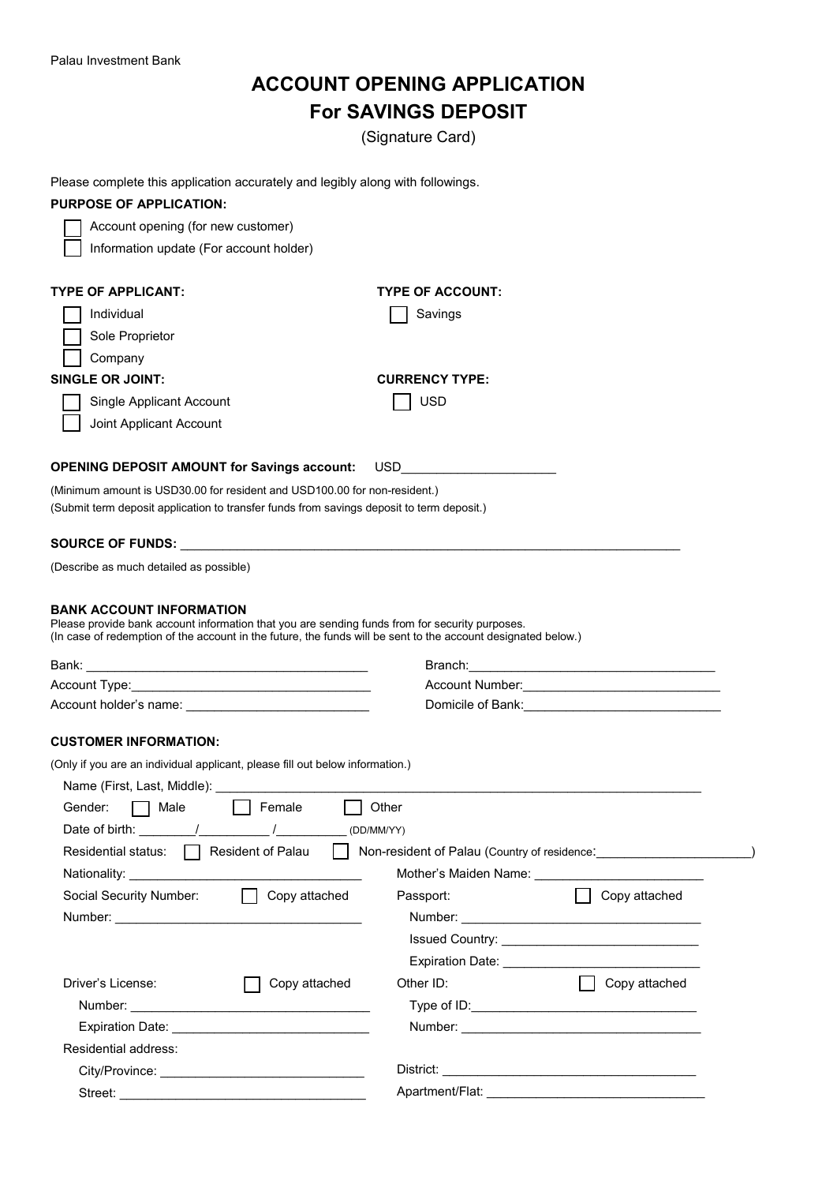Palau Investment Bank

# ACCOUNT OPENING APPLICATION
# For SAVINGS DEPOSIT

(Signature Card)

Please complete this application accurately and legibly along with followings.

**PURPOSE OF APPLICATION:**

- ☐ Account opening (for new customer)
- ☐ Information update (For account holder)

**TYPE OF APPLICANT:**

- ☐ Individual
- ☐ Sole Proprietor
- ☐ Company

**TYPE OF ACCOUNT:**

- ☐ Savings

**SINGLE OR JOINT:**

- ☐ Single Applicant Account
- ☐ Joint Applicant Account

**CURRENCY TYPE:**

- ☐ USD

**OPENING DEPOSIT AMOUNT for Savings account:** USD_____________________

(Minimum amount is USD30.00 for resident and USD100.00 for non-resident.)
(Submit term deposit application to transfer funds from savings deposit to term deposit.)

**SOURCE OF FUNDS:** ________________________________________________________________________

(Describe as much detailed as possible)

**BANK ACCOUNT INFORMATION**

Please provide bank account information that you are sending funds from for security purposes.
(In case of redemption of the account in the future, the funds will be sent to the account designated below.)

Bank: _____________________________________ Branch:___________________________________

Account Type:_________________________________ Account Number:___________________________

Account holder's name: _________________________ Domicile of Bank:___________________________

**CUSTOMER INFORMATION:**

(Only if you are an individual applicant, please fill out below information.)

Name (First, Last, Middle): ______________________________________________________________________

Gender: ☐ Male ☐ Female ☐ Other

Date of birth: ________/__________ /__________ (DD/MM/YY)

Residential status: ☐ Resident of Palau ☐ Non-resident of Palau (Country of residence:______________________)

Nationality: _________________________________ Mother's Maiden Name: ________________________

Social Security Number: ☐ Copy attached

Number: _____________________________________

Passport: ☐ Copy attached

Number: ___________________________________

Issued Country: ____________________________

Expiration Date: ____________________________

Driver's License: ☐ Copy attached

Number: ___________________________________

Expiration Date: ____________________________

Other ID: ☐ Copy attached

Type of ID:_________________________________

Number: ___________________________________

Residential address:

City/Province: ____________________________ District: ____________________________________

Street: __________________________________ Apartment/Flat: ______________________________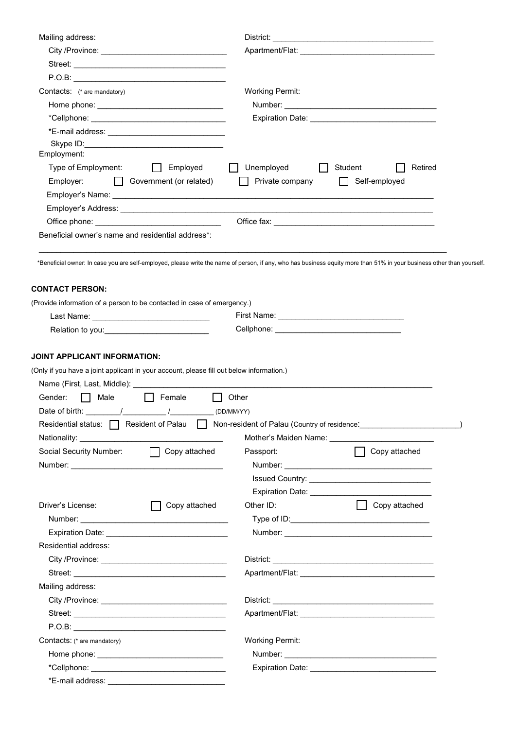Mailing address:

City /Province: ______________________________

Street: ______________________________

P.O.B: ______________________________

District: ______________________________

Apartment/Flat: ______________________________

Contacts: (* are mandatory)

Home phone: ______________________________

*Cellphone: ______________________________

*E-mail address: ______________________________

Skype ID: ______________________________

Working Permit:

Number: ______________________________

Expiration Date: ______________________________

Employment:

Type of Employment: ☐ Employed ☐ Unemployed ☐ Student ☐ Retired

Employer: ☐ Government (or related) ☐ Private company ☐ Self-employed

Employer's Name: ______________________________

Employer's Address: ______________________________

Office phone: ______________________________ Office fax: ______________________________

Beneficial owner's name and residential address*:

______________________________________________________________________________

*Beneficial owner: In case you are self-employed, please write the name of person, if any, who has business equity more than 51% in your business other than yourself.

**CONTACT PERSON:**

(Provide information of a person to be contacted in case of emergency.)

Last Name: ______________________________ First Name: ______________________________

Relation to you: ______________________________ Cellphone: ______________________________

**JOINT APPLICANT INFORMATION:**

(Only if you have a joint applicant in your account, please fill out below information.)

Name (First, Last, Middle): ______________________________

Gender: ☐ Male ☐ Female ☐ Other

Date of birth: ________/__________/__________ (DD/MM/YY)

Residential status: ☐ Resident of Palau ☐ Non-resident of Palau (Country of residence:______________________)

Nationality: ______________________________ Mother's Maiden Name: ______________________________

Social Security Number: ☐ Copy attached

Number: ______________________________

Passport: ☐ Copy attached

Number: ______________________________

Issued Country: ______________________________

Expiration Date: ______________________________

Driver's License: ☐ Copy attached

Number: ______________________________

Expiration Date: ______________________________

Other ID: ☐ Copy attached

Type of ID: ______________________________

Number: ______________________________

Residential address:

City /Province: ______________________________

Street: ______________________________

District: ______________________________

Apartment/Flat: ______________________________

Mailing address:

City /Province: ______________________________

Street: ______________________________

P.O.B: ______________________________

District: ______________________________

Apartment/Flat: ______________________________

Contacts: (* are mandatory)

Home phone: ______________________________

*Cellphone: ______________________________

*E-mail address: ______________________________

Working Permit:

Number: ______________________________

Expiration Date: ______________________________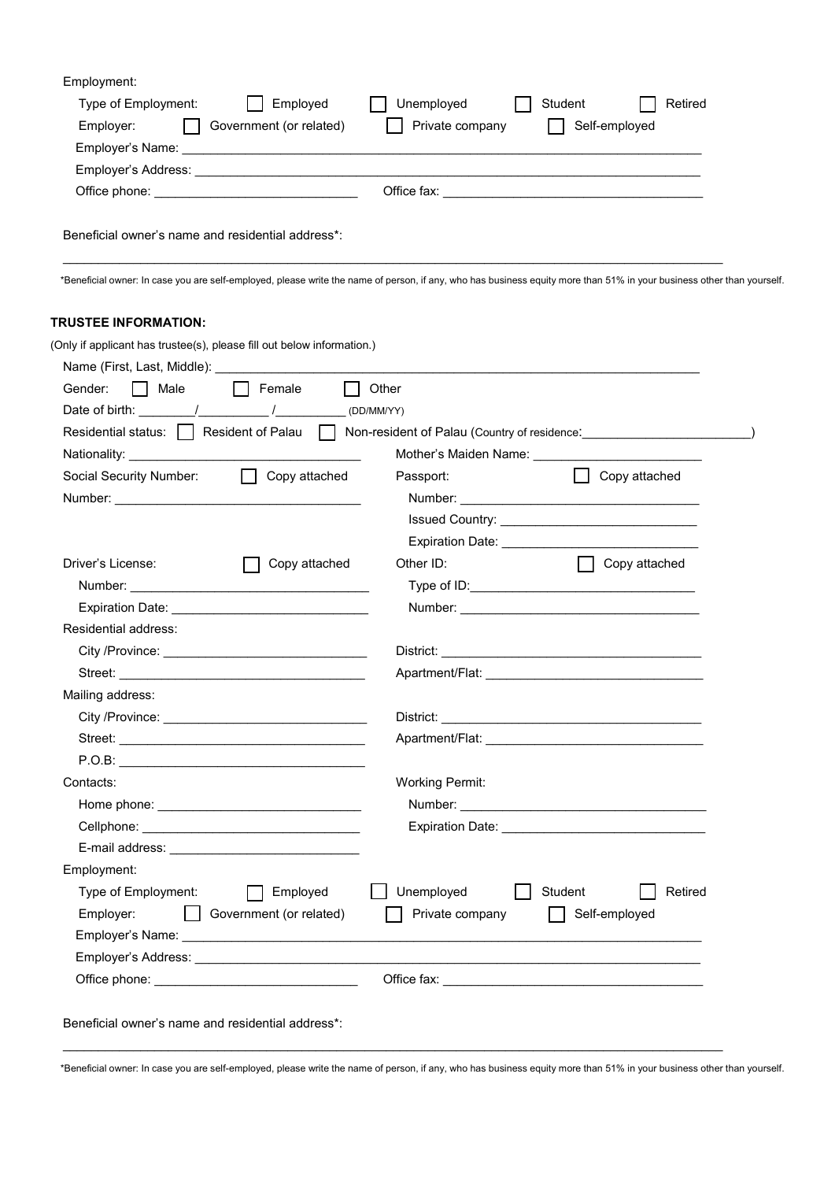Employment:

Type of Employment: ☐ Employed ☐ Unemployed ☐ Student ☐ Retired

Employer: ☐ Government (or related) ☐ Private company ☐ Self-employed

Employer's Name: ______________________________________________

Employer's Address: ______________________________________________

Office phone: ____________________________ Office fax: ____________________________

Beneficial owner's name and residential address*:

______________________________________________________________________________

*Beneficial owner: In case you are self-employed, please write the name of person, if any, who has business equity more than 51% in your business other than yourself.

**TRUSTEE INFORMATION:**

(Only if applicant has trustee(s), please fill out below information.)

Name (First, Last, Middle): ______________________________________________

Gender: ☐ Male ☐ Female ☐ Other

Date of birth: ________/__________ /__________ (DD/MM/YY)

Residential status: ☐ Resident of Palau ☐ Non-resident of Palau (Country of residence:________________________)

Nationality: ____________________________ Mother's Maiden Name: ________________________

Social Security Number: ☐ Copy attached

Number: ____________________________

Passport: ☐ Copy attached

Number: ____________________________

Issued Country: ____________________________

Expiration Date: ____________________________

Driver's License: ☐ Copy attached

Number: ____________________________

Expiration Date: ____________________________

Other ID: ☐ Copy attached

Type of ID:____________________________

Number: ____________________________

Residential address:

City /Province: ____________________________ District: ____________________________

Street: ____________________________ Apartment/Flat: ____________________________

Mailing address:

City /Province: ____________________________ District: ____________________________

Street: ____________________________ Apartment/Flat: ____________________________

P.O.B: ____________________________

Contacts:

Home phone: ____________________________

Cellphone: ____________________________

E-mail address: ____________________________

Working Permit:

Number: ____________________________

Expiration Date: ____________________________

Employment:

Type of Employment: ☐ Employed ☐ Unemployed ☐ Student ☐ Retired

Employer: ☐ Government (or related) ☐ Private company ☐ Self-employed

Employer's Name: ______________________________________________

Employer's Address: ______________________________________________

Office phone: ____________________________ Office fax: ____________________________

Beneficial owner's name and residential address*:

______________________________________________________________________________

*Beneficial owner: In case you are self-employed, please write the name of person, if any, who has business equity more than 51% in your business other than yourself.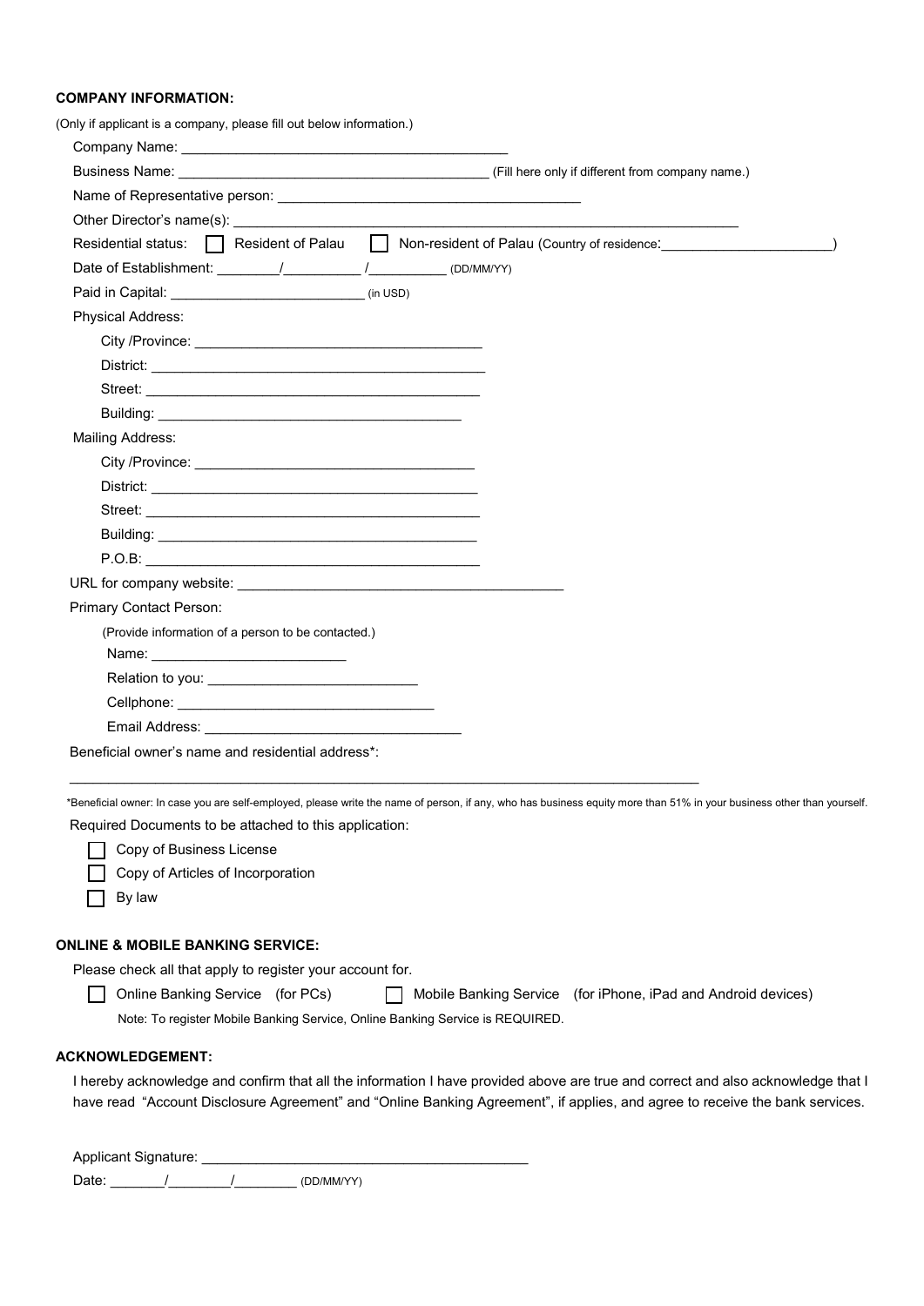**COMPANY INFORMATION:**

(Only if applicant is a company, please fill out below information.)

Company Name: ____________________________________________

Business Name: ____________________________________________ (Fill here only if different from company name.)

Name of Representative person: ____________________________________________

Other Director's name(s): ________________________________________________________________________

Residential status: ☐ Resident of Palau ☐ Non-resident of Palau (Country of residence:________________________)

Date of Establishment: ________/__________ /__________ (DD/MM/YY)

Paid in Capital: __________________________ (in USD)

Physical Address:

- City /Province: ______________________________________
- District: ______________________________________
- Street: ______________________________________
- Building: ______________________________________

Mailing Address:

- City /Province: ______________________________________
- District: ______________________________________
- Street: ______________________________________
- Building: ______________________________________
- P.O.B: ______________________________________

URL for company website: ____________________________________________

Primary Contact Person:

(Provide information of a person to be contacted.)

- Name: __________________________
- Relation to you: ____________________________
- Cellphone: __________________________________
- Email Address: __________________________________

Beneficial owner's name and residential address*:

________________________________________________________________________________________

*Beneficial owner: In case you are self-employed, please write the name of person, if any, who has business equity more than 51% in your business other than yourself.

Required Documents to be attached to this application:

- ☐ Copy of Business License
- ☐ Copy of Articles of Incorporation
- ☐ By law

**ONLINE & MOBILE BANKING SERVICE:**

Please check all that apply to register your account for.

☐ Online Banking Service (for PCs) ☐ Mobile Banking Service (for iPhone, iPad and Android devices)

Note: To register Mobile Banking Service, Online Banking Service is REQUIRED.

**ACKNOWLEDGEMENT:**

I hereby acknowledge and confirm that all the information I have provided above are true and correct and also acknowledge that I have read "Account Disclosure Agreement" and "Online Banking Agreement", if applies, and agree to receive the bank services.

Applicant Signature: ____________________________________________

Date: _______/________/________ (DD/MM/YY)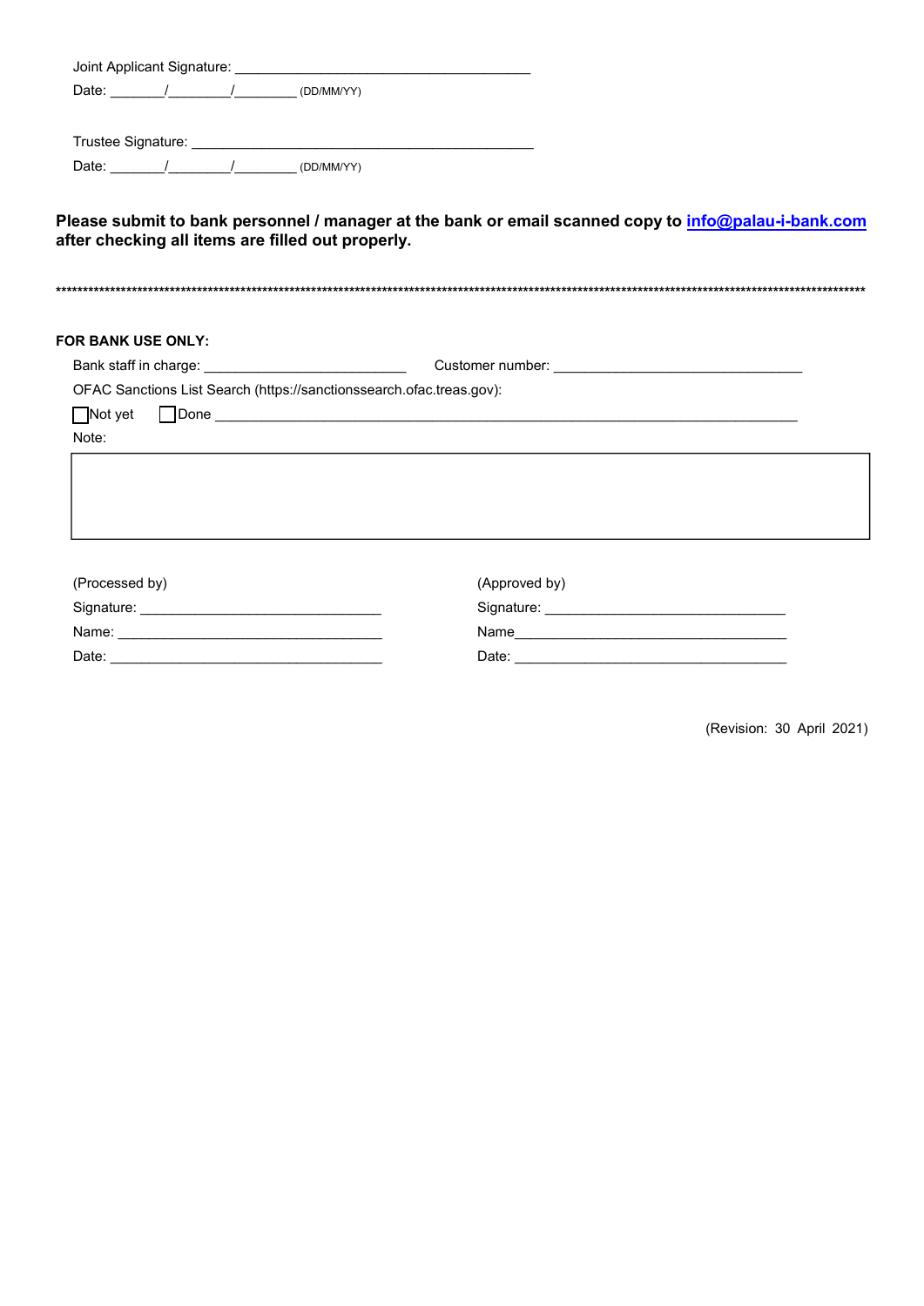Joint Applicant Signature: ______________________________________

Date: _______/________/________ (DD/MM/YY)

Trustee Signature: ____________________________________________

Date: _______/________/________ (DD/MM/YY)

**Please submit to bank personnel / manager at the bank or email scanned copy to [info@palau-i-bank.com](mailto:info@palau-i-bank.com) after checking all items are filled out properly.**

**********************************************************************************************************************************************

**FOR BANK USE ONLY:**

Bank staff in charge: __________________________ Customer number: ________________________________

OFAC Sanctions List Search (https://sanctionssearch.ofac.treas.gov):

☐ Not yet ☐ Done ___________________________________________________________________________

Note:

| |
|---|
| |

(Processed by)

Signature: _______________________________

Name: __________________________________

Date: ___________________________________

(Approved by)

Signature: _______________________________

Name___________________________________

Date: ___________________________________

(Revision: 30 April 2021)